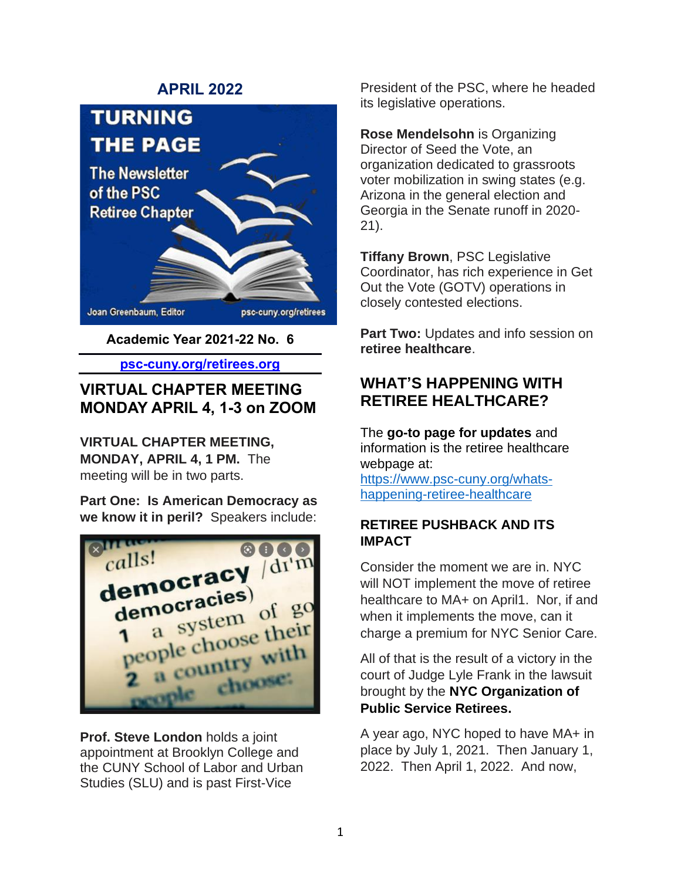## APRIL 2022

**TURNING THE PAGE**

The Newsletter of the PSC Retiree Chapter

Joan Greenbaum, Editor psc-cuny.org/retirees

**Academic Year 2021-22 No. 6**

[psc-cuny.org/retirees.org](psc-cuny.org/retirees.org)

## VIRTUAL CHAPTER MEETING MONDAY APRIL 4, 1-3 on ZOOM

**VIRTUAL CHAPTER MEETING, MONDAY, APRIL 4, 1 PM.** The meeting will be in two parts.

**Part One: Is American Democracy as we know it in peril?** Speakers include:

**Prof. Steve London** holds a joint appointment at Brooklyn College and the CUNY School of Labor and Urban Studies (SLU) and is past First-Vice President of the PSC, where he headed its legislative operations.

**Rose Mendelsohn** is Organizing Director of Seed the Vote, an organization dedicated to grassroots voter mobilization in swing states (e.g. Arizona in the general election and Georgia in the Senate runoff in 2020-21).

**Tiffany Brown**, PSC Legislative Coordinator, has rich experience in Get Out the Vote (GOTV) operations in closely contested elections.

**Part Two:** Updates and info session on **retiree healthcare**.

## WHAT'S HAPPENING WITH RETIREE HEALTHCARE?

The **go-to page for updates** and information is the retiree healthcare webpage at: [https://www.psc-cuny.org/whats-happening-retiree-healthcare](https://www.psc-cuny.org/whats-happening-retiree-healthcare)

### RETIREE PUSHBACK AND ITS IMPACT

Consider the moment we are in. NYC will NOT implement the move of retiree healthcare to MA+ on April1. Nor, if and when it implements the move, can it charge a premium for NYC Senior Care.

All of that is the result of a victory in the court of Judge Lyle Frank in the lawsuit brought by the **NYC Organization of Public Service Retirees.**

A year ago, NYC hoped to have MA+ in place by July 1, 2021. Then January 1, 2022. Then April 1, 2022. And now,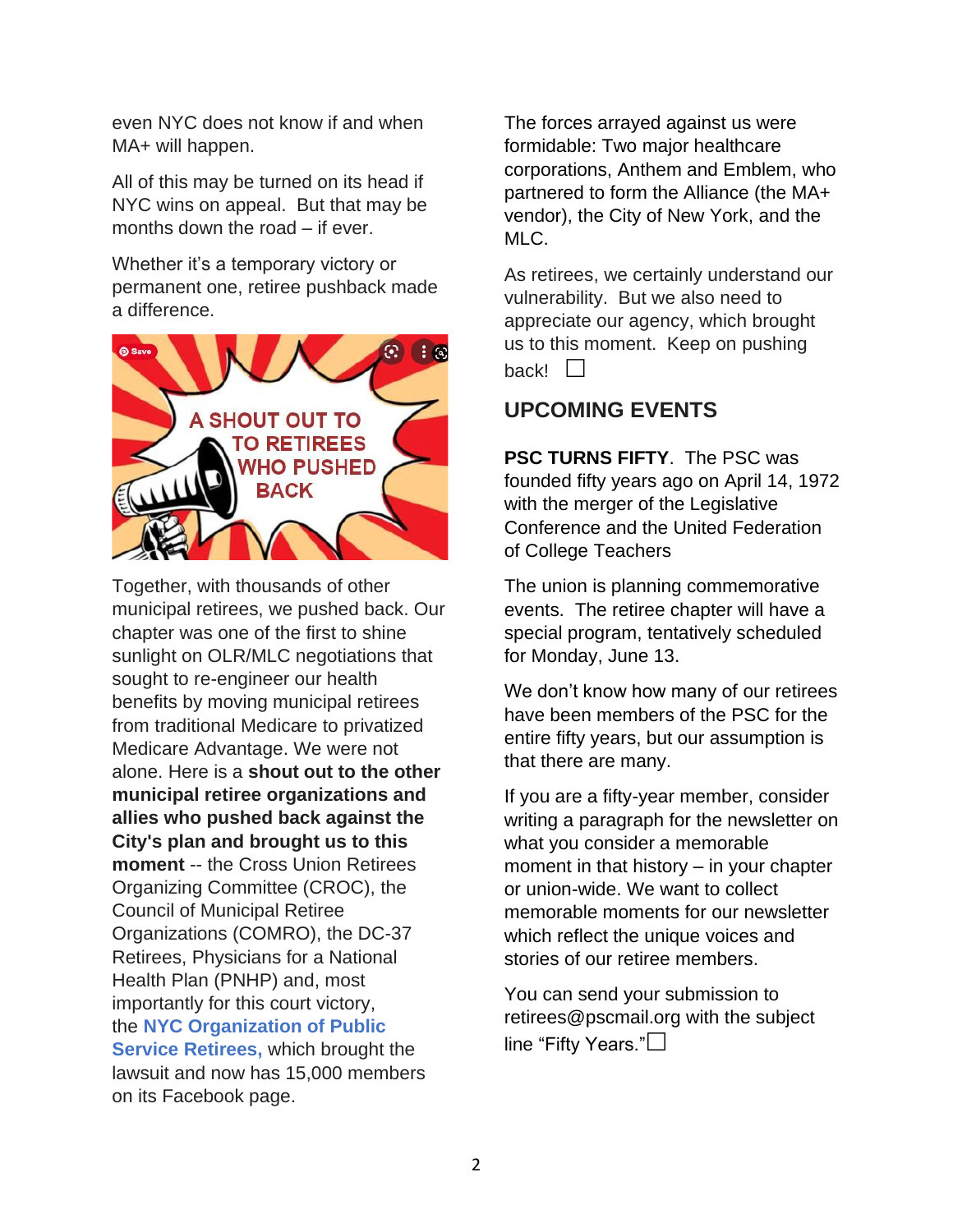even NYC does not know if and when MA+ will happen.

All of this may be turned on its head if NYC wins on appeal. But that may be months down the road – if ever.

Whether it's a temporary victory or permanent one, retiree pushback made a difference.

Together, with thousands of other municipal retirees, we pushed back. Our chapter was one of the first to shine sunlight on OLR/MLC negotiations that sought to re-engineer our health benefits by moving municipal retirees from traditional Medicare to privatized Medicare Advantage. We were not alone. Here is a **shout out to the other municipal retiree organizations and allies who pushed back against the City's plan and brought us to this moment** -- the Cross Union Retirees Organizing Committee (CROC), the Council of Municipal Retiree Organizations (COMRO), the DC-37 Retirees, Physicians for a National Health Plan (PNHP) and, most importantly for this court victory, the **NYC Organization of Public Service Retirees,** which brought the lawsuit and now has 15,000 members on its Facebook page.

The forces arrayed against us were formidable: Two major healthcare corporations, Anthem and Emblem, who partnered to form the Alliance (the MA+ vendor), the City of New York, and the MLC.

As retirees, we certainly understand our vulnerability. But we also need to appreciate our agency, which brought us to this moment. Keep on pushing back! ☐

## UPCOMING EVENTS

**PSC TURNS FIFTY**. The PSC was founded fifty years ago on April 14, 1972 with the merger of the Legislative Conference and the United Federation of College Teachers

The union is planning commemorative events. The retiree chapter will have a special program, tentatively scheduled for Monday, June 13.

We don't know how many of our retirees have been members of the PSC for the entire fifty years, but our assumption is that there are many.

If you are a fifty-year member, consider writing a paragraph for the newsletter on what you consider a memorable moment in that history – in your chapter or union-wide. We want to collect memorable moments for our newsletter which reflect the unique voices and stories of our retiree members.

You can send your submission to retirees@pscmail.org with the subject line "Fifty Years."☐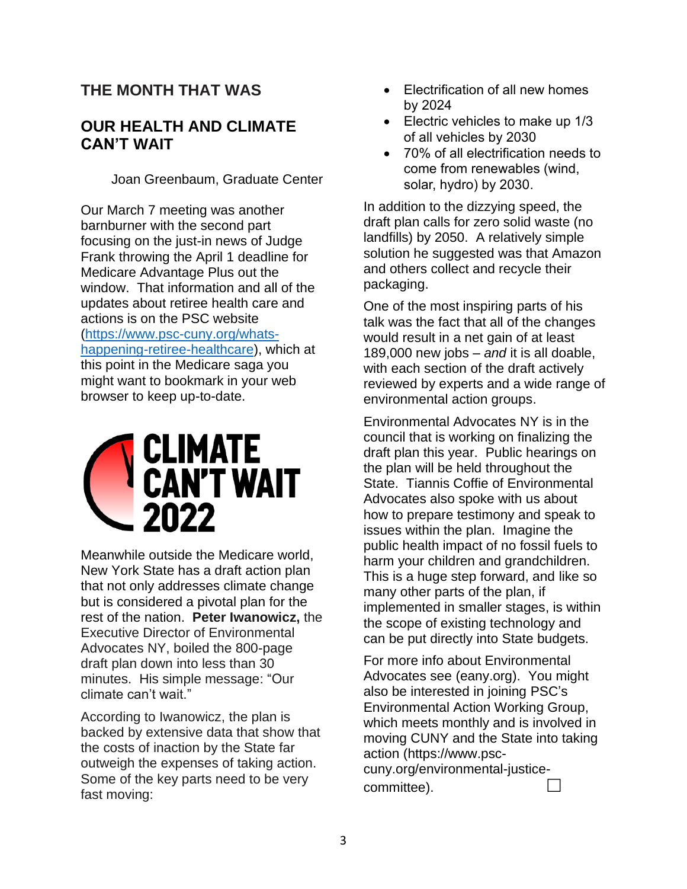## THE MONTH THAT WAS

## OUR HEALTH AND CLIMATE CAN'T WAIT

Joan Greenbaum, Graduate Center

Our March 7 meeting was another barnburner with the second part focusing on the just-in news of Judge Frank throwing the April 1 deadline for Medicare Advantage Plus out the window. That information and all of the updates about retiree health care and actions is on the PSC website (https://www.psc-cuny.org/whats-happening-retiree-healthcare), which at this point in the Medicare saga you might want to bookmark in your web browser to keep up-to-date.

CLIMATE CAN'T WAIT 2022

Meanwhile outside the Medicare world, New York State has a draft action plan that not only addresses climate change but is considered a pivotal plan for the rest of the nation. **Peter Iwanowicz,** the Executive Director of Environmental Advocates NY, boiled the 800-page draft plan down into less than 30 minutes. His simple message: "Our climate can't wait."

According to Iwanowicz, the plan is backed by extensive data that show that the costs of inaction by the State far outweigh the expenses of taking action. Some of the key parts need to be very fast moving:

- Electrification of all new homes by 2024
- Electric vehicles to make up 1/3 of all vehicles by 2030
- 70% of all electrification needs to come from renewables (wind, solar, hydro) by 2030.

In addition to the dizzying speed, the draft plan calls for zero solid waste (no landfills) by 2050. A relatively simple solution he suggested was that Amazon and others collect and recycle their packaging.

One of the most inspiring parts of his talk was the fact that all of the changes would result in a net gain of at least 189,000 new jobs – *and* it is all doable, with each section of the draft actively reviewed by experts and a wide range of environmental action groups.

Environmental Advocates NY is in the council that is working on finalizing the draft plan this year. Public hearings on the plan will be held throughout the State. Tiannis Coffie of Environmental Advocates also spoke with us about how to prepare testimony and speak to issues within the plan. Imagine the public health impact of no fossil fuels to harm your children and grandchildren. This is a huge step forward, and like so many other parts of the plan, if implemented in smaller stages, is within the scope of existing technology and can be put directly into State budgets.

For more info about Environmental Advocates see (eany.org). You might also be interested in joining PSC's Environmental Action Working Group, which meets monthly and is involved in moving CUNY and the State into taking action (https://www.psc-cuny.org/environmental-justice-committee). ☐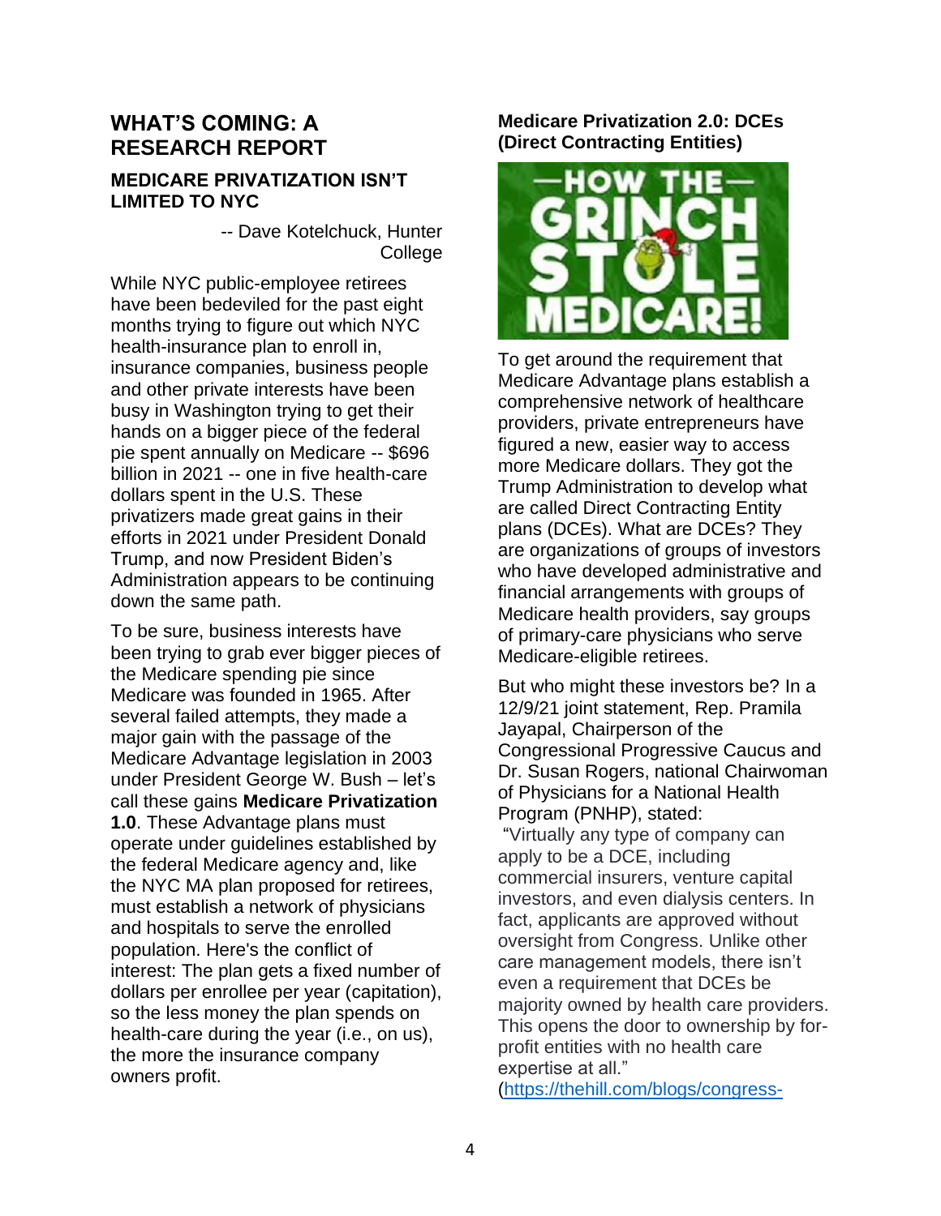# WHAT'S COMING: A RESEARCH REPORT

## MEDICARE PRIVATIZATION ISN'T LIMITED TO NYC

-- Dave Kotelchuck, Hunter College

While NYC public-employee retirees have been bedeviled for the past eight months trying to figure out which NYC health-insurance plan to enroll in, insurance companies, business people and other private interests have been busy in Washington trying to get their hands on a bigger piece of the federal pie spent annually on Medicare -- $696 billion in 2021 -- one in five health-care dollars spent in the U.S. These privatizers made great gains in their efforts in 2021 under President Donald Trump, and now President Biden's Administration appears to be continuing down the same path.

To be sure, business interests have been trying to grab ever bigger pieces of the Medicare spending pie since Medicare was founded in 1965. After several failed attempts, they made a major gain with the passage of the Medicare Advantage legislation in 2003 under President George W. Bush – let's call these gains **Medicare Privatization 1.0**. These Advantage plans must operate under guidelines established by the federal Medicare agency and, like the NYC MA plan proposed for retirees, must establish a network of physicians and hospitals to serve the enrolled population. Here's the conflict of interest: The plan gets a fixed number of dollars per enrollee per year (capitation), so the less money the plan spends on health-care during the year (i.e., on us), the more the insurance company owners profit.

### Medicare Privatization 2.0: DCEs (Direct Contracting Entities)

—HOW THE— GRINCH STOLE MEDICARE!

To get around the requirement that Medicare Advantage plans establish a comprehensive network of healthcare providers, private entrepreneurs have figured a new, easier way to access more Medicare dollars. They got the Trump Administration to develop what are called Direct Contracting Entity plans (DCEs). What are DCEs? They are organizations of groups of investors who have developed administrative and financial arrangements with groups of Medicare health providers, say groups of primary-care physicians who serve Medicare-eligible retirees.

But who might these investors be? In a 12/9/21 joint statement, Rep. Pramila Jayapal, Chairperson of the Congressional Progressive Caucus and Dr. Susan Rogers, national Chairwoman of Physicians for a National Health Program (PNHP), stated:

"Virtually any type of company can apply to be a DCE, including commercial insurers, venture capital investors, and even dialysis centers. In fact, applicants are approved without oversight from Congress. Unlike other care management models, there isn't even a requirement that DCEs be majority owned by health care providers. This opens the door to ownership by for-profit entities with no health care expertise at all."

(https://thehill.com/blogs/congress-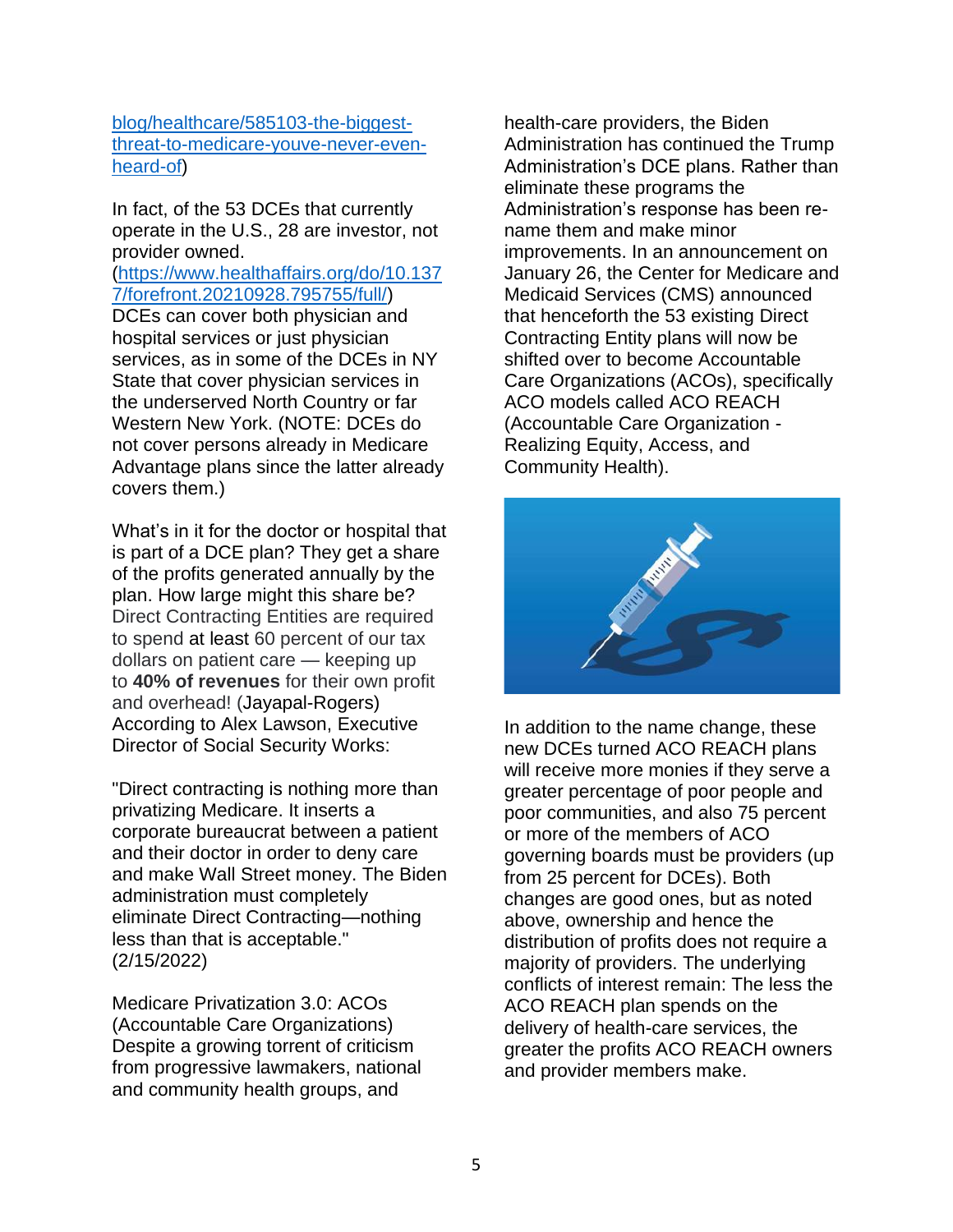[blog/healthcare/585103-the-biggest-threat-to-medicare-youve-never-even-heard-of](blog/healthcare/585103-the-biggest-threat-to-medicare-youve-never-even-heard-of))

In fact, of the 53 DCEs that currently operate in the U.S., 28 are investor, not provider owned. ([https://www.healthaffairs.org/do/10.1377/forefront.20210928.795755/full/](https://www.healthaffairs.org/do/10.1377/forefront.20210928.795755/full/)) DCEs can cover both physician and hospital services or just physician services, as in some of the DCEs in NY State that cover physician services in the underserved North Country or far Western New York. (NOTE: DCEs do not cover persons already in Medicare Advantage plans since the latter already covers them.)

What's in it for the doctor or hospital that is part of a DCE plan? They get a share of the profits generated annually by the plan. How large might this share be? Direct Contracting Entities are required to spend at least 60 percent of our tax dollars on patient care — keeping up to **40% of revenues** for their own profit and overhead! (Jayapal-Rogers) According to Alex Lawson, Executive Director of Social Security Works:

"Direct contracting is nothing more than privatizing Medicare. It inserts a corporate bureaucrat between a patient and their doctor in order to deny care and make Wall Street money. The Biden administration must completely eliminate Direct Contracting—nothing less than that is acceptable." (2/15/2022)

Medicare Privatization 3.0: ACOs (Accountable Care Organizations) Despite a growing torrent of criticism from progressive lawmakers, national and community health groups, and health-care providers, the Biden Administration has continued the Trump Administration's DCE plans. Rather than eliminate these programs the Administration's response has been re-name them and make minor improvements. In an announcement on January 26, the Center for Medicare and Medicaid Services (CMS) announced that henceforth the 53 existing Direct Contracting Entity plans will now be shifted over to become Accountable Care Organizations (ACOs), specifically ACO models called ACO REACH (Accountable Care Organization - Realizing Equity, Access, and Community Health).

In addition to the name change, these new DCEs turned ACO REACH plans will receive more monies if they serve a greater percentage of poor people and poor communities, and also 75 percent or more of the members of ACO governing boards must be providers (up from 25 percent for DCEs). Both changes are good ones, but as noted above, ownership and hence the distribution of profits does not require a majority of providers. The underlying conflicts of interest remain: The less the ACO REACH plan spends on the delivery of health-care services, the greater the profits ACO REACH owners and provider members make.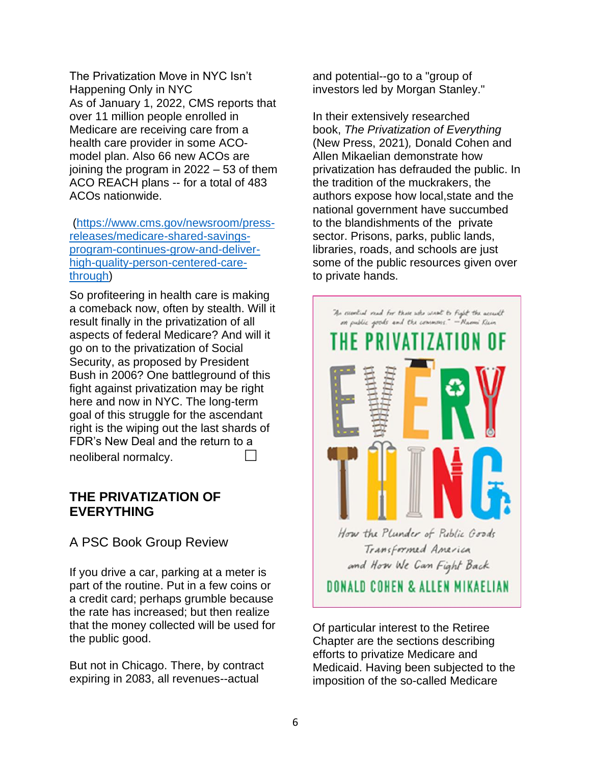The Privatization Move in NYC Isn't Happening Only in NYC

As of January 1, 2022, CMS reports that over 11 million people enrolled in Medicare are receiving care from a health care provider in some ACO-model plan. Also 66 new ACOs are joining the program in 2022 – 53 of them ACO REACH plans -- for a total of 483 ACOs nationwide.

(https://www.cms.gov/newsroom/press-releases/medicare-shared-savings-program-continues-grow-and-deliver-high-quality-person-centered-care-through)

So profiteering in health care is making a comeback now, often by stealth. Will it result finally in the privatization of all aspects of federal Medicare? And will it go on to the privatization of Social Security, as proposed by President Bush in 2006? One battleground of this fight against privatization may be right here and now in NYC. The long-term goal of this struggle for the ascendant right is the wiping out the last shards of FDR's New Deal and the return to a neoliberal normalcy. ☐

## THE PRIVATIZATION OF EVERYTHING

### A PSC Book Group Review

If you drive a car, parking at a meter is part of the routine. Put in a few coins or a credit card; perhaps grumble because the rate has increased; but then realize that the money collected will be used for the public good.

But not in Chicago. There, by contract expiring in 2083, all revenues--actual and potential--go to a "group of investors led by Morgan Stanley."

In their extensively researched book, *The Privatization of Everything* (New Press, 2021), Donald Cohen and Allen Mikaelian demonstrate how privatization has defrauded the public. In the tradition of the muckrakers, the authors expose how local,state and the national government have succumbed to the blandishments of the private sector. Prisons, parks, public lands, libraries, roads, and schools are just some of the public resources given over to private hands.

"An essential read for those who want to fight the assault on public goods and the commons." —Naomi Klein

THE PRIVATIZATION OF EVERYTHING

How the Plunder of Public Goods Transformed America and How We Can Fight Back

DONALD COHEN & ALLEN MIKAELIAN

Of particular interest to the Retiree Chapter are the sections describing efforts to privatize Medicare and Medicaid. Having been subjected to the imposition of the so-called Medicare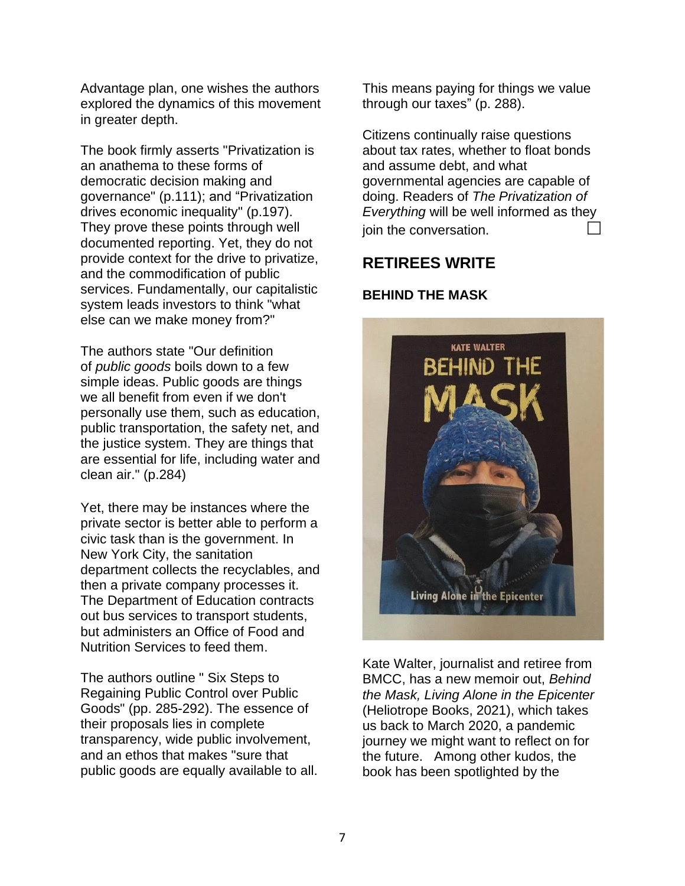Advantage plan, one wishes the authors explored the dynamics of this movement in greater depth.

The book firmly asserts "Privatization is an anathema to these forms of democratic decision making and governance" (p.111); and "Privatization drives economic inequality" (p.197). They prove these points through well documented reporting. Yet, they do not provide context for the drive to privatize, and the commodification of public services. Fundamentally, our capitalistic system leads investors to think "what else can we make money from?"

The authors state "Our definition of *public goods* boils down to a few simple ideas. Public goods are things we all benefit from even if we don't personally use them, such as education, public transportation, the safety net, and the justice system. They are things that are essential for life, including water and clean air." (p.284)

Yet, there may be instances where the private sector is better able to perform a civic task than is the government. In New York City, the sanitation department collects the recyclables, and then a private company processes it. The Department of Education contracts out bus services to transport students, but administers an Office of Food and Nutrition Services to feed them.

The authors outline " Six Steps to Regaining Public Control over Public Goods" (pp. 285-292). The essence of their proposals lies in complete transparency, wide public involvement, and an ethos that makes "sure that public goods are equally available to all. This means paying for things we value through our taxes" (p. 288).

Citizens continually raise questions about tax rates, whether to float bonds and assume debt, and what governmental agencies are capable of doing. Readers of *The Privatization of Everything* will be well informed as they join the conversation. □

## RETIREES WRITE

### BEHIND THE MASK

Kate Walter, journalist and retiree from BMCC, has a new memoir out, *Behind the Mask, Living Alone in the Epicenter* (Heliotrope Books, 2021), which takes us back to March 2020, a pandemic journey we might want to reflect on for the future. Among other kudos, the book has been spotlighted by the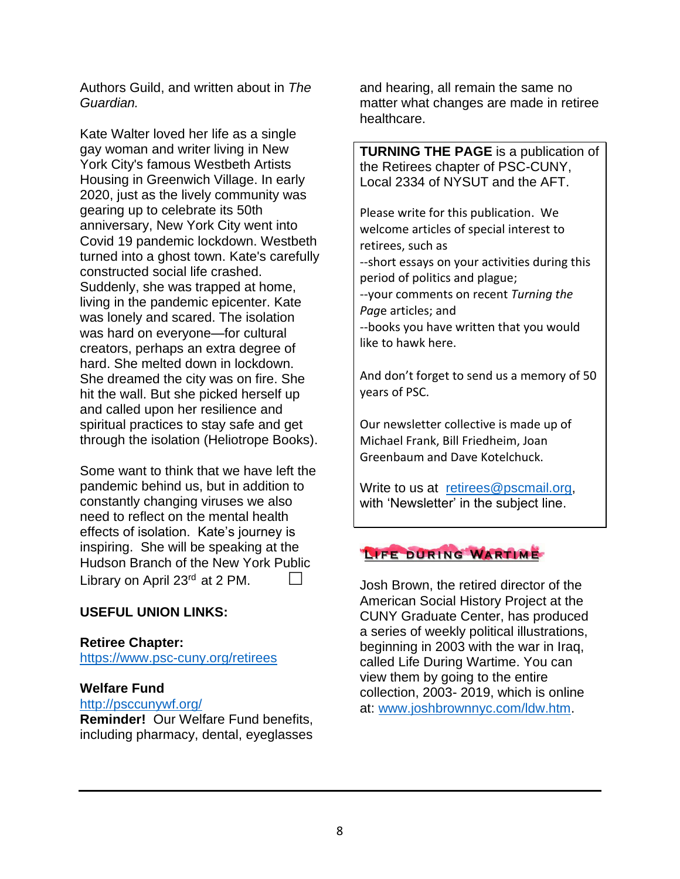Authors Guild, and written about in *The Guardian.*

Kate Walter loved her life as a single gay woman and writer living in New York City's famous Westbeth Artists Housing in Greenwich Village. In early 2020, just as the lively community was gearing up to celebrate its 50th anniversary, New York City went into Covid 19 pandemic lockdown. Westbeth turned into a ghost town. Kate's carefully constructed social life crashed. Suddenly, she was trapped at home, living in the pandemic epicenter. Kate was lonely and scared. The isolation was hard on everyone—for cultural creators, perhaps an extra degree of hard. She melted down in lockdown. She dreamed the city was on fire. She hit the wall. But she picked herself up and called upon her resilience and spiritual practices to stay safe and get through the isolation (Heliotrope Books).

Some want to think that we have left the pandemic behind us, but in addition to constantly changing viruses we also need to reflect on the mental health effects of isolation. Kate's journey is inspiring. She will be speaking at the Hudson Branch of the New York Public Library on April 23rd at 2 PM. ☐

**USEFUL UNION LINKS:**

**Retiree Chapter:**
https://www.psc-cuny.org/retirees

**Welfare Fund**
http://psccunywf.org/
**Reminder!** Our Welfare Fund benefits, including pharmacy, dental, eyeglasses and hearing, all remain the same no matter what changes are made in retiree healthcare.

**TURNING THE PAGE** is a publication of the Retirees chapter of PSC-CUNY, Local 2334 of NYSUT and the AFT.

Please write for this publication. We welcome articles of special interest to retirees, such as
--short essays on your activities during this period of politics and plague;
--your comments on recent *Turning the Page* articles; and
--books you have written that you would like to hawk here.

And don't forget to send us a memory of 50 years of PSC.

Our newsletter collective is made up of Michael Frank, Bill Friedheim, Joan Greenbaum and Dave Kotelchuck.

Write to us at retirees@pscmail.org, with 'Newsletter' in the subject line.

## LIFE DURING WARTIME

Josh Brown, the retired director of the American Social History Project at the CUNY Graduate Center, has produced a series of weekly political illustrations, beginning in 2003 with the war in Iraq, called Life During Wartime. You can view them by going to the entire collection, 2003- 2019, which is online at: www.joshbrownnyc.com/ldw.htm.